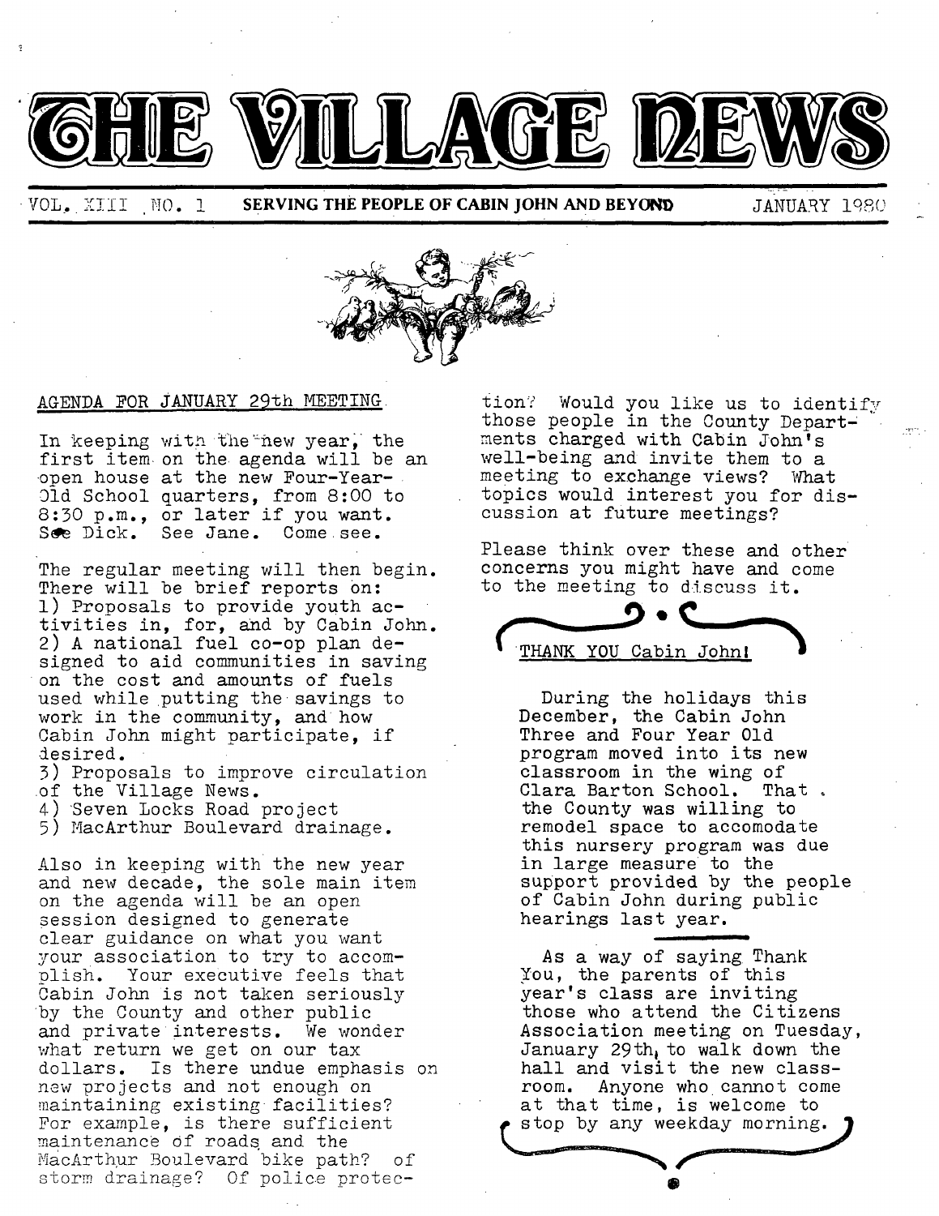# THE VILLAGE NEWS

VOL. XIII NO. 1 **SERVING THE PEOPLE OF CABIN JOHN AND BEYOND** JANUARY 1980

AGENDA FOR JANUARY 29th MEETING

In keeping with the new year, the first item on the agenda will be an open house at the new Four-Year-Old School quarters, from 8:00 to 8:30 p.m., or later if you want. See Dick. See Jane. Come see.

The regular meeting will then begin. There will be brief reports on:
1) Proposals to provide youth activities in, for, and by Cabin John.
2) A national fuel co-op plan designed to aid communities in saving on the cost and amounts of fuels used while putting the savings to work in the community, and how Cabin John might participate, if desired.
3) Proposals to improve circulation of the Village News.
4) Seven Locks Road project
5) MacArthur Boulevard drainage.

Also in keeping with the new year and new decade, the sole main item on the agenda will be an open session designed to generate clear guidance on what you want your association to try to accomplish. Your executive feels that Cabin John is not taken seriously by the County and other public and private interests. We wonder what return we get on our tax dollars. Is there undue emphasis on new projects and not enough on maintaining existing facilities? For example, is there sufficient maintenance of roads and the MacArthur Boulevard bike path? of storm drainage? Of police protection? Would you like us to identify those people in the County Departments charged with Cabin John's well-being and invite them to a meeting to exchange views? What topics would interest you for discussion at future meetings?

Please think over these and other concerns you might have and come to the meeting to discuss it.

THANK YOU Cabin John!

During the holidays this December, the Cabin John Three and Four Year Old program moved into its new classroom in the wing of Clara Barton School. That the County was willing to remodel space to accomodate this nursery program was due in large measure to the support provided by the people of Cabin John during public hearings last year.

As a way of saying Thank You, the parents of this year's class are inviting those who attend the Citizens Association meeting on Tuesday, January 29th, to walk down the hall and visit the new classroom. Anyone who cannot come at that time, is welcome to stop by any weekday morning.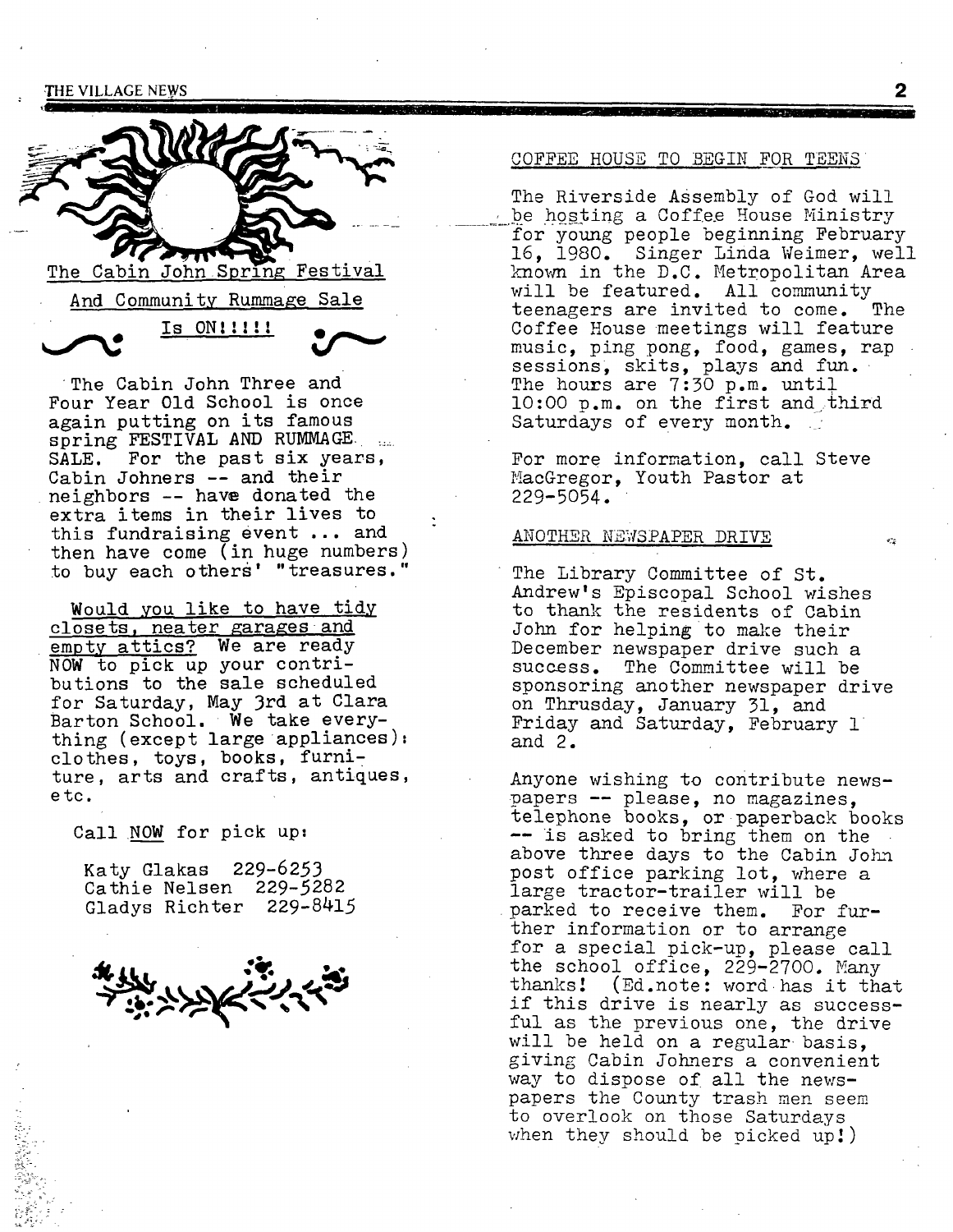## The Cabin John Spring Festival

## And Community Rummage Sale

## Is ON!!!!!

The Cabin John Three and Four Year Old School is once again putting on its famous spring FESTIVAL AND RUMMAGE SALE. For the past six years, Cabin Johners -- and their neighbors -- have donated the extra items in their lives to this fundraising event ... and then have come (in huge numbers) to buy each others' "treasures."

Would you like to have tidy closets, neater garages and empty attics? We are ready NOW to pick up your contributions to the sale scheduled for Saturday, May 3rd at Clara Barton School. We take everything (except large appliances): clothes, toys, books, furniture, arts and crafts, antiques, etc.

Call NOW for pick up:

Katy Glakas 229-6253
Cathie Nelsen 229-5282
Gladys Richter 229-8415

## COFFEE HOUSE TO BEGIN FOR TEENS

The Riverside Assembly of God will be hosting a Coffee House Ministry for young people beginning February 16, 1980. Singer Linda Weimer, well known in the D.C. Metropolitan Area will be featured. All community teenagers are invited to come. The Coffee House meetings will feature music, ping pong, food, games, rap sessions, skits, plays and fun. The hours are 7:30 p.m. until 10:00 p.m. on the first and third Saturdays of every month.

For more information, call Steve MacGregor, Youth Pastor at 229-5054.

## ANOTHER NEWSPAPER DRIVE

The Library Committee of St. Andrew's Episcopal School wishes to thank the residents of Cabin John for helping to make their December newspaper drive such a success. The Committee will be sponsoring another newspaper drive on Thrusday, January 31, and Friday and Saturday, February 1 and 2.

Anyone wishing to contribute newspapers -- please, no magazines, telephone books, or paperback books -- is asked to bring them on the above three days to the Cabin John post office parking lot, where a large tractor-trailer will be parked to receive them. For further information or to arrange for a special pick-up, please call the school office, 229-2700. Many thanks! (Ed.note: word has it that if this drive is nearly as successful as the previous one, the drive will be held on a regular basis, giving Cabin Johners a convenient way to dispose of all the newspapers the County trash men seem to overlook on those Saturdays when they should be picked up!)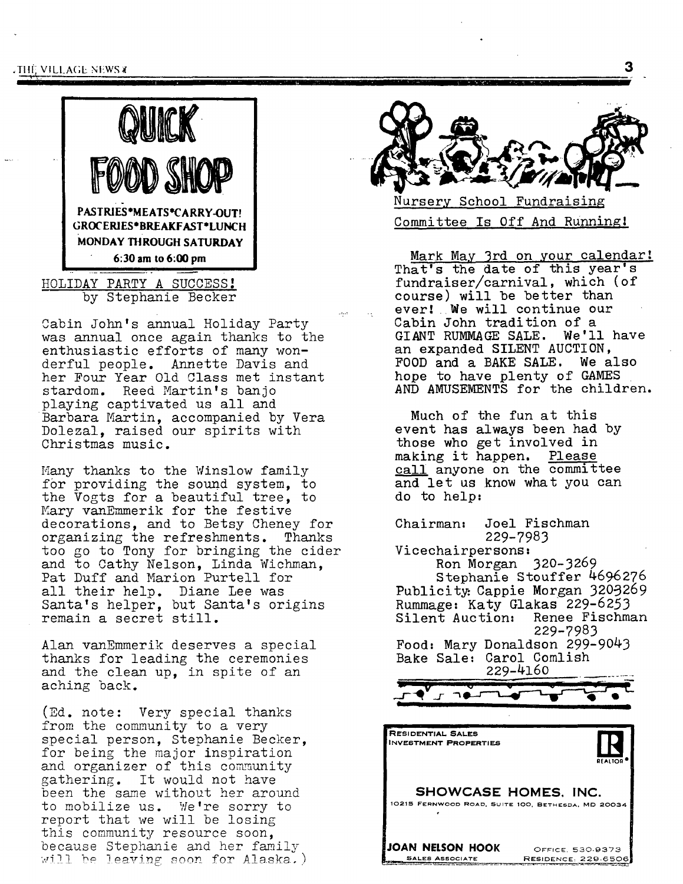**QUICK FOOD SHOP**

PASTRIES•MEATS•CARRY-OUT!
GROCERIES•BREAKFAST•LUNCH
MONDAY THROUGH SATURDAY
6:30 am to 6:00 pm

## HOLIDAY PARTY A SUCCESS!

by Stephanie Becker

Cabin John's annual Holiday Party was annual once again thanks to the enthusiastic efforts of many wonderful people. Annette Davis and her Four Year Old Class met instant stardom. Reed Martin's banjo playing captivated us all and Barbara Martin, accompanied by Vera Dolezal, raised our spirits with Christmas music.

Many thanks to the Winslow family for providing the sound system, to the Vogts for a beautiful tree, to Mary vanEmmerik for the festive decorations, and to Betsy Cheney for organizing the refreshments. Thanks too go to Tony for bringing the cider and to Cathy Nelson, Linda Wichman, Pat Duff and Marion Purtell for all their help. Diane Lee was Santa's helper, but Santa's origins remain a secret still.

Alan vanEmmerik deserves a special thanks for leading the ceremonies and the clean up, in spite of an aching back.

(Ed. note: Very special thanks from the community to a very special person, Stephanie Becker, for being the major inspiration and organizer of this community gathering. It would not have been the same without her around to mobilize us. We're sorry to report that we will be losing this community resource soon, because Stephanie and her family will be leaving soon for Alaska.)

## Nursery School Fundraising Committee Is Off And Running!

Mark May 3rd on your calendar! That's the date of this year's fundraiser/carnival, which (of course) will be better than ever! We will continue our Cabin John tradition of a GIANT RUMMAGE SALE. We'll have an expanded SILENT AUCTION, FOOD and a BAKE SALE. We also hope to have plenty of GAMES AND AMUSEMENTS for the children.

Much of the fun at this event has always been had by those who get involved in making it happen. Please call anyone on the committee and let us know what you can do to help:

Chairman: Joel Fischman 229-7983
Vicechairpersons:
Ron Morgan 320-3269
Stephanie Stouffer 4696276
Publicity: Cappie Morgan 3203269
Rummage: Katy Glakas 229-6253
Silent Auction: Renee Fischman 229-7983
Food: Mary Donaldson 299-9043
Bake Sale: Carol Comlish 229-4160

RESIDENTIAL SALES
INVESTMENT PROPERTIES

REALTOR®

**SHOWCASE HOMES, INC.**

10215 FERNWOOD ROAD, SUITE 100, BETHESDA, MD 20034

**JOAN NELSON HOOK** — SALES ASSOCIATE
OFFICE: 530-9373
RESIDENCE: 229-6506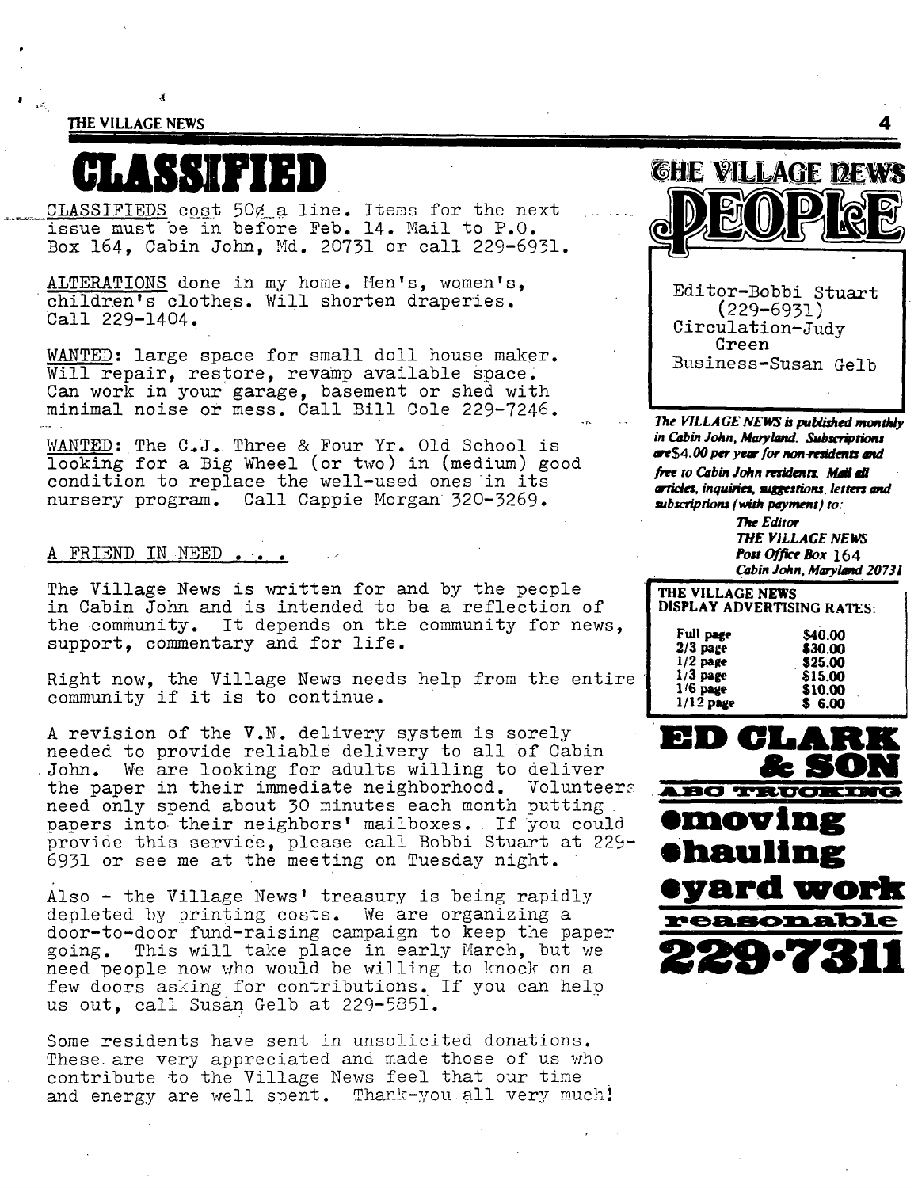# CLASSIFIED

CLASSIFIEDS cost 50¢ a line. Items for the next issue must be in before Feb. 14. Mail to P.O. Box 164, Cabin John, Md. 20731 or call 229-6931.

ALTERATIONS done in my home. Men's, women's, children's clothes. Will shorten draperies. Call 229-1404.

WANTED: large space for small doll house maker. Will repair, restore, revamp available space. Can work in your garage, basement or shed with minimal noise or mess. Call Bill Cole 229-7246.

WANTED: The C.J. Three & Four Yr. Old School is looking for a Big Wheel (or two) in (medium) good condition to replace the well-used ones in its nursery program. Call Cappie Morgan 320-3269.

A FRIEND IN NEED . . .

The Village News is written for and by the people in Cabin John and is intended to be a reflection of the community. It depends on the community for news, support, commentary and for life.

Right now, the Village News needs help from the entire community if it is to continue.

A revision of the V.N. delivery system is sorely needed to provide reliable delivery to all of Cabin John. We are looking for adults willing to deliver the paper in their immediate neighborhood. Volunteers need only spend about 30 minutes each month putting papers into their neighbors' mailboxes. If you could provide this service, please call Bobbi Stuart at 229-6931 or see me at the meeting on Tuesday night.

Also - the Village News' treasury is being rapidly depleted by printing costs. We are organizing a door-to-door fund-raising campaign to keep the paper going. This will take place in early March, but we need people now who would be willing to knock on a few doors asking for contributions. If you can help us out, call Susan Gelb at 229-5851.

Some residents have sent in unsolicited donations. These are very appreciated and made those of us who contribute to the Village News feel that our time and energy are well spent. Thank-you all very much!

## THE VILLAGE NEWS PEOPLE

Editor-Bobbi Stuart (229-6931)
Circulation-Judy Green
Business-Susan Gelb

*The VILLAGE NEWS is published monthly in Cabin John, Maryland. Subscriptions are $4.00 per year for non-residents and free to Cabin John residents. Mail all articles, inquiries, suggestions, letters and subscriptions (with payment) to:*

*The Editor*
*THE VILLAGE NEWS*
*Post Office Box 164*
*Cabin John, Maryland 20731*

**THE VILLAGE NEWS DISPLAY ADVERTISING RATES:**

| | |
|---|---|
| Full page | $40.00 |
| 2/3 page | $30.00 |
| 1/2 page | $25.00 |
| 1/3 page | $15.00 |
| 1/6 page | $10.00 |
| 1/12 page | $ 6.00 |

**ED CLARK & SON**
**ABC TRUCKING**
**•moving**
**•hauling**
**•yard work**
**reasonable**
**229-7311**